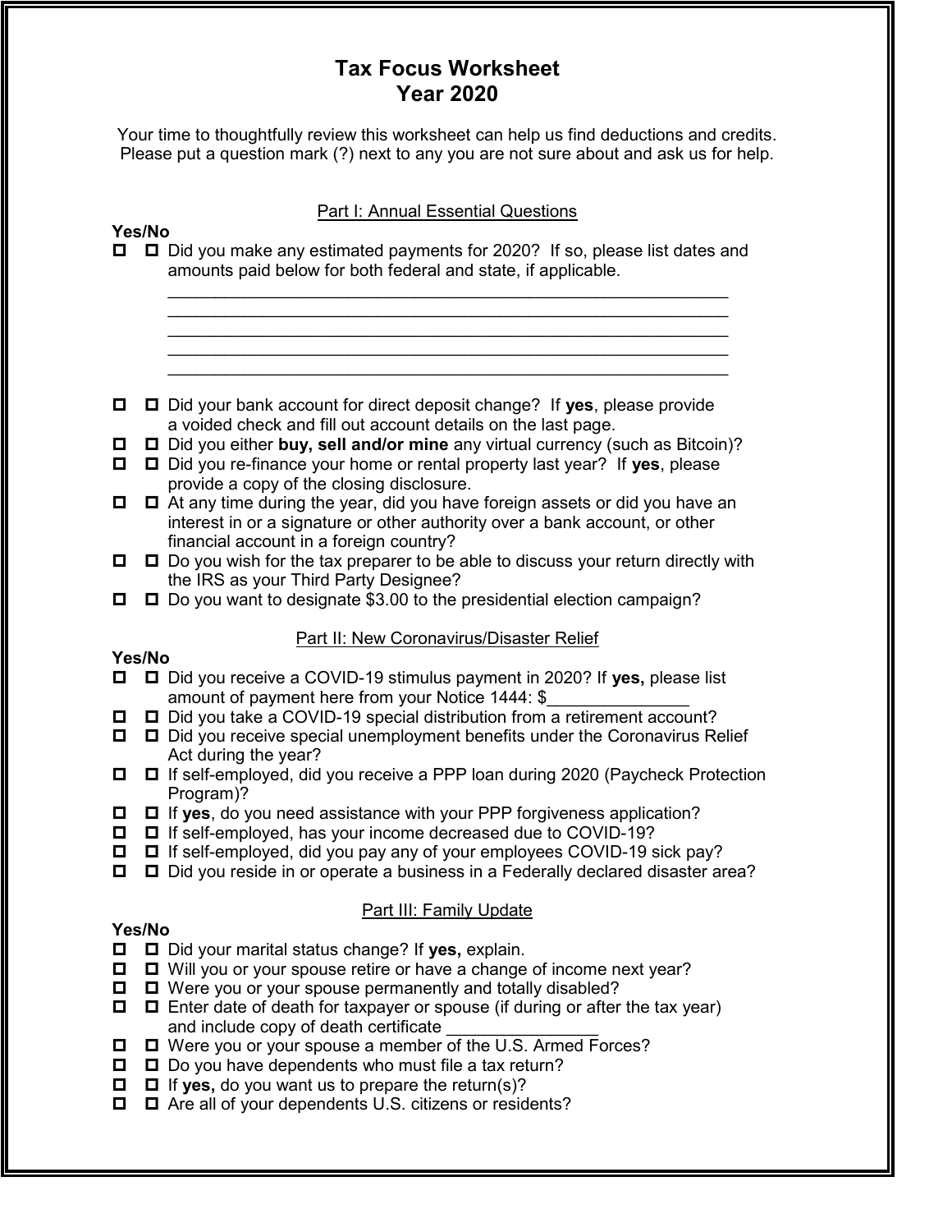# Tax Focus Worksheet
# Year 2020

Your time to thoughtfully review this worksheet can help us find deductions and credits. Please put a question mark (?) next to any you are not sure about and ask us for help.

## Part I: Annual Essential Questions

**Yes/No**

- ☐ ☐ Did you make any estimated payments for 2020? If so, please list dates and amounts paid below for both federal and state, if applicable.

  ____________________________________________________________
  ____________________________________________________________
  ____________________________________________________________
  ____________________________________________________________
  ____________________________________________________________

- ☐ ☐ Did your bank account for direct deposit change? If **yes**, please provide a voided check and fill out account details on the last page.
- ☐ ☐ Did you either **buy, sell and/or mine** any virtual currency (such as Bitcoin)?
- ☐ ☐ Did you re-finance your home or rental property last year? If **yes**, please provide a copy of the closing disclosure.
- ☐ ☐ At any time during the year, did you have foreign assets or did you have an interest in or a signature or other authority over a bank account, or other financial account in a foreign country?
- ☐ ☐ Do you wish for the tax preparer to be able to discuss your return directly with the IRS as your Third Party Designee?
- ☐ ☐ Do you want to designate $3.00 to the presidential election campaign?

## Part II: New Coronavirus/Disaster Relief

**Yes/No**

- ☐ ☐ Did you receive a COVID-19 stimulus payment in 2020? If **yes,** please list amount of payment here from your Notice 1444: $_______________
- ☐ ☐ Did you take a COVID-19 special distribution from a retirement account?
- ☐ ☐ Did you receive special unemployment benefits under the Coronavirus Relief Act during the year?
- ☐ ☐ If self-employed, did you receive a PPP loan during 2020 (Paycheck Protection Program)?
- ☐ ☐ If **yes**, do you need assistance with your PPP forgiveness application?
- ☐ ☐ If self-employed, has your income decreased due to COVID-19?
- ☐ ☐ If self-employed, did you pay any of your employees COVID-19 sick pay?
- ☐ ☐ Did you reside in or operate a business in a Federally declared disaster area?

## Part III: Family Update

**Yes/No**

- ☐ ☐ Did your marital status change? If **yes,** explain.
- ☐ ☐ Will you or your spouse retire or have a change of income next year?
- ☐ ☐ Were you or your spouse permanently and totally disabled?
- ☐ ☐ Enter date of death for taxpayer or spouse (if during or after the tax year) and include copy of death certificate _______________
- ☐ ☐ Were you or your spouse a member of the U.S. Armed Forces?
- ☐ ☐ Do you have dependents who must file a tax return?
- ☐ ☐ If **yes,** do you want us to prepare the return(s)?
- ☐ ☐ Are all of your dependents U.S. citizens or residents?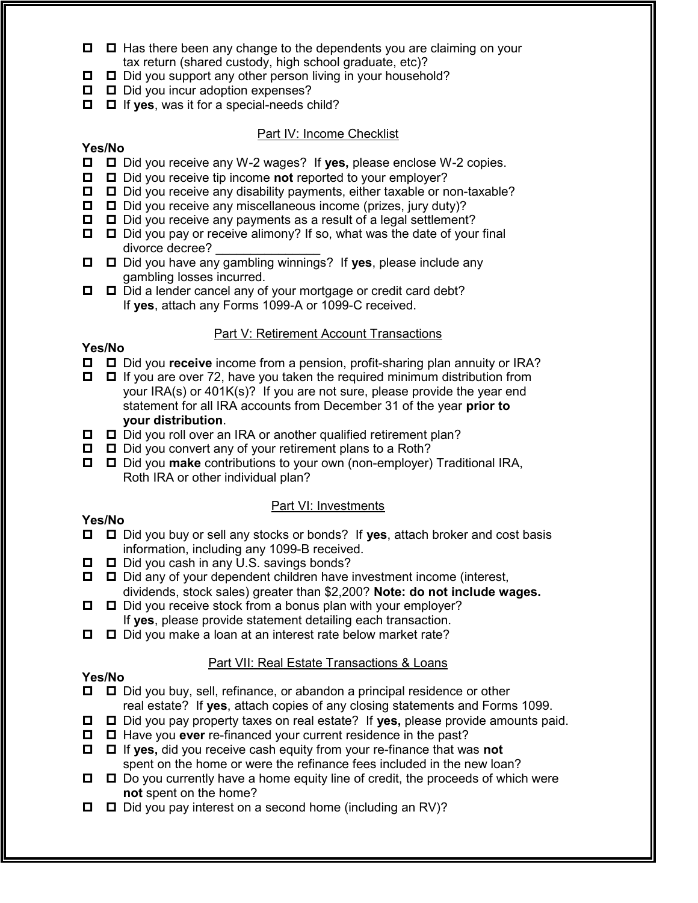- ☐ ☐ Has there been any change to the dependents you are claiming on your tax return (shared custody, high school graduate, etc)?
- ☐ ☐ Did you support any other person living in your household?
- ☐ ☐ Did you incur adoption expenses?
- ☐ ☐ If **yes**, was it for a special-needs child?

## Part IV: Income Checklist

**Yes/No**

- ☐ ☐ Did you receive any W-2 wages? If **yes,** please enclose W-2 copies.
- ☐ ☐ Did you receive tip income **not** reported to your employer?
- ☐ ☐ Did you receive any disability payments, either taxable or non-taxable?
- ☐ ☐ Did you receive any miscellaneous income (prizes, jury duty)?
- ☐ ☐ Did you receive any payments as a result of a legal settlement?
- ☐ ☐ Did you pay or receive alimony? If so, what was the date of your final divorce decree? _______________
- ☐ ☐ Did you have any gambling winnings? If **yes**, please include any gambling losses incurred.
- ☐ ☐ Did a lender cancel any of your mortgage or credit card debt? If **yes**, attach any Forms 1099-A or 1099-C received.

## Part V: Retirement Account Transactions

**Yes/No**

- ☐ ☐ Did you **receive** income from a pension, profit-sharing plan annuity or IRA?
- ☐ ☐ If you are over 72, have you taken the required minimum distribution from your IRA(s) or 401K(s)? If you are not sure, please provide the year end statement for all IRA accounts from December 31 of the year **prior to your distribution**.
- ☐ ☐ Did you roll over an IRA or another qualified retirement plan?
- ☐ ☐ Did you convert any of your retirement plans to a Roth?
- ☐ ☐ Did you **make** contributions to your own (non-employer) Traditional IRA, Roth IRA or other individual plan?

## Part VI: Investments

**Yes/No**

- ☐ ☐ Did you buy or sell any stocks or bonds? If **yes**, attach broker and cost basis information, including any 1099-B received.
- ☐ ☐ Did you cash in any U.S. savings bonds?
- ☐ ☐ Did any of your dependent children have investment income (interest, dividends, stock sales) greater than $2,200? **Note: do not include wages.**
- ☐ ☐ Did you receive stock from a bonus plan with your employer? If **yes**, please provide statement detailing each transaction.
- ☐ ☐ Did you make a loan at an interest rate below market rate?

## Part VII: Real Estate Transactions & Loans

**Yes/No**

- ☐ ☐ Did you buy, sell, refinance, or abandon a principal residence or other real estate? If **yes**, attach copies of any closing statements and Forms 1099.
- ☐ ☐ Did you pay property taxes on real estate? If **yes,** please provide amounts paid.
- ☐ ☐ Have you **ever** re-financed your current residence in the past?
- ☐ ☐ If **yes,** did you receive cash equity from your re-finance that was **not** spent on the home or were the refinance fees included in the new loan?
- ☐ ☐ Do you currently have a home equity line of credit, the proceeds of which were **not** spent on the home?
- ☐ ☐ Did you pay interest on a second home (including an RV)?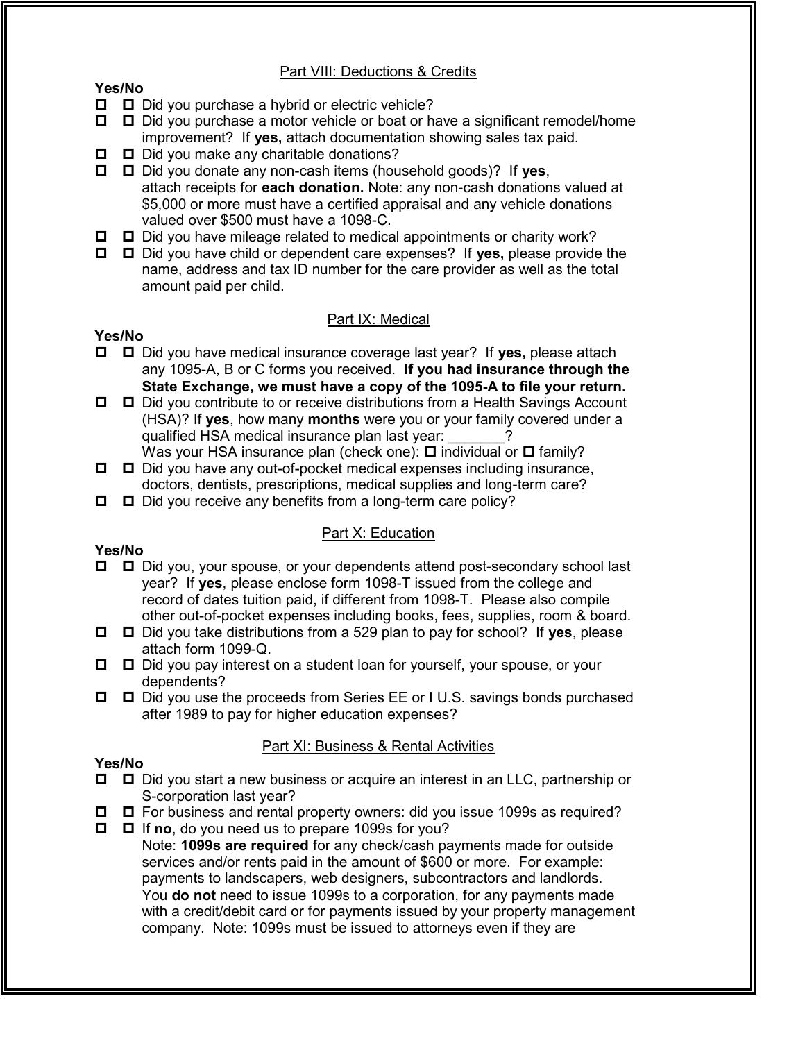## Part VIII: Deductions & Credits

**Yes/No**

- ☐ ☐ Did you purchase a hybrid or electric vehicle?
- ☐ ☐ Did you purchase a motor vehicle or boat or have a significant remodel/home improvement? If **yes,** attach documentation showing sales tax paid.
- ☐ ☐ Did you make any charitable donations?
- ☐ ☐ Did you donate any non-cash items (household goods)? If **yes**, attach receipts for **each donation.** Note: any non-cash donations valued at $5,000 or more must have a certified appraisal and any vehicle donations valued over $500 must have a 1098-C.
- ☐ ☐ Did you have mileage related to medical appointments or charity work?
- ☐ ☐ Did you have child or dependent care expenses? If **yes,** please provide the name, address and tax ID number for the care provider as well as the total amount paid per child.

## Part IX: Medical

**Yes/No**

- ☐ ☐ Did you have medical insurance coverage last year? If **yes,** please attach any 1095-A, B or C forms you received. **If you had insurance through the State Exchange, we must have a copy of the 1095-A to file your return.**
- ☐ ☐ Did you contribute to or receive distributions from a Health Savings Account (HSA)? If **yes**, how many **months** were you or your family covered under a qualified HSA medical insurance plan last year: _______?
  Was your HSA insurance plan (check one): ☐ individual or ☐ family?
- ☐ ☐ Did you have any out-of-pocket medical expenses including insurance, doctors, dentists, prescriptions, medical supplies and long-term care?
- ☐ ☐ Did you receive any benefits from a long-term care policy?

## Part X: Education

**Yes/No**

- ☐ ☐ Did you, your spouse, or your dependents attend post-secondary school last year? If **yes**, please enclose form 1098-T issued from the college and record of dates tuition paid, if different from 1098-T. Please also compile other out-of-pocket expenses including books, fees, supplies, room & board.
- ☐ ☐ Did you take distributions from a 529 plan to pay for school? If **yes**, please attach form 1099-Q.
- ☐ ☐ Did you pay interest on a student loan for yourself, your spouse, or your dependents?
- ☐ ☐ Did you use the proceeds from Series EE or I U.S. savings bonds purchased after 1989 to pay for higher education expenses?

## Part XI: Business & Rental Activities

**Yes/No**

- ☐ ☐ Did you start a new business or acquire an interest in an LLC, partnership or S-corporation last year?
- ☐ ☐ For business and rental property owners: did you issue 1099s as required?
- ☐ ☐ If **no**, do you need us to prepare 1099s for you?
  Note: **1099s are required** for any check/cash payments made for outside services and/or rents paid in the amount of $600 or more. For example: payments to landscapers, web designers, subcontractors and landlords. You **do not** need to issue 1099s to a corporation, for any payments made with a credit/debit card or for payments issued by your property management company. Note: 1099s must be issued to attorneys even if they are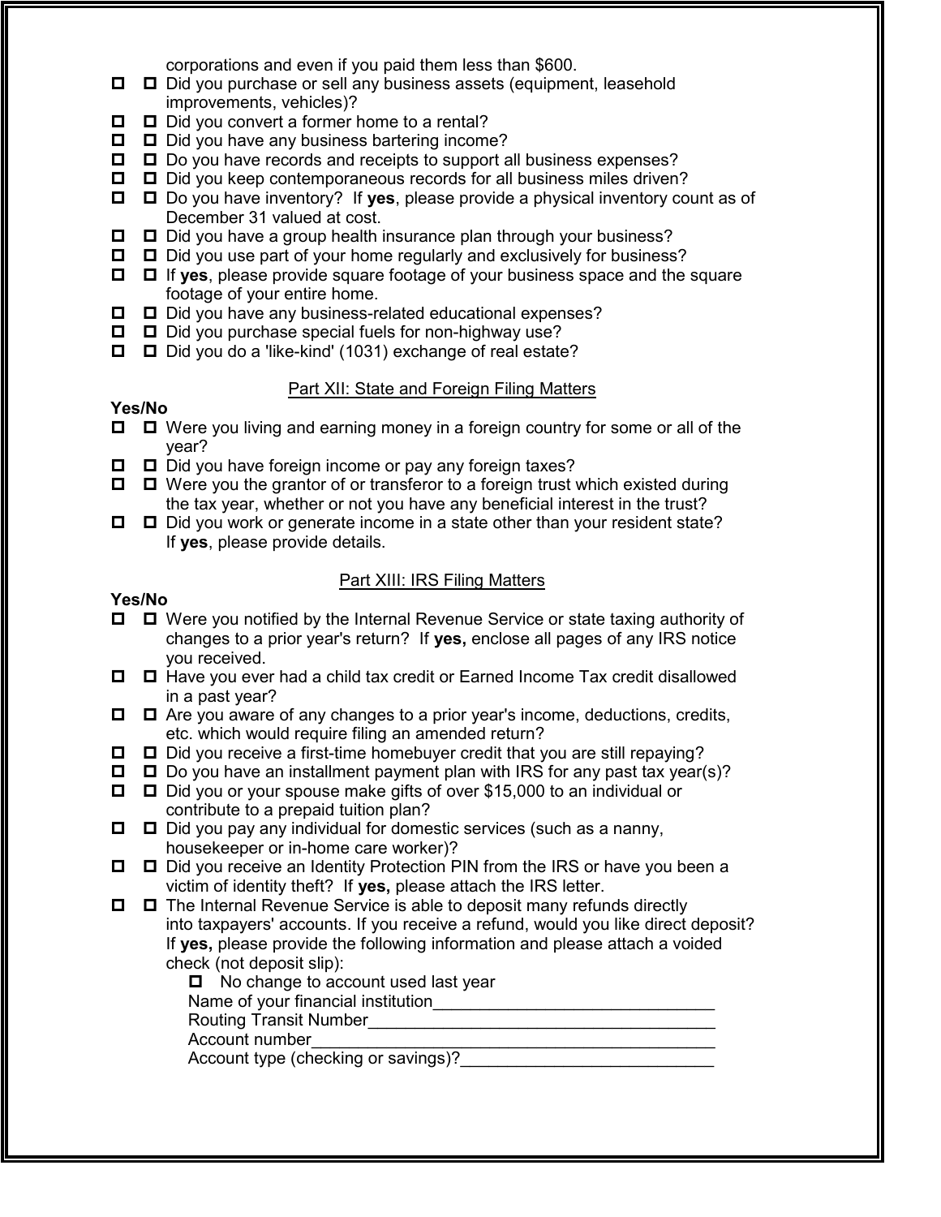corporations and even if you paid them less than $600.

- ☐ ☐ Did you purchase or sell any business assets (equipment, leasehold improvements, vehicles)?
- ☐ ☐ Did you convert a former home to a rental?
- ☐ ☐ Did you have any business bartering income?
- ☐ ☐ Do you have records and receipts to support all business expenses?
- ☐ ☐ Did you keep contemporaneous records for all business miles driven?
- ☐ ☐ Do you have inventory? If **yes**, please provide a physical inventory count as of December 31 valued at cost.
- ☐ ☐ Did you have a group health insurance plan through your business?
- ☐ ☐ Did you use part of your home regularly and exclusively for business?
- ☐ ☐ If **yes**, please provide square footage of your business space and the square footage of your entire home.
- ☐ ☐ Did you have any business-related educational expenses?
- ☐ ☐ Did you purchase special fuels for non-highway use?
- ☐ ☐ Did you do a 'like-kind' (1031) exchange of real estate?

## Part XII: State and Foreign Filing Matters

**Yes/No**

- ☐ ☐ Were you living and earning money in a foreign country for some or all of the year?
- ☐ ☐ Did you have foreign income or pay any foreign taxes?
- ☐ ☐ Were you the grantor of or transferor to a foreign trust which existed during the tax year, whether or not you have any beneficial interest in the trust?
- ☐ ☐ Did you work or generate income in a state other than your resident state? If **yes**, please provide details.

## Part XIII: IRS Filing Matters

**Yes/No**

- ☐ ☐ Were you notified by the Internal Revenue Service or state taxing authority of changes to a prior year's return? If **yes,** enclose all pages of any IRS notice you received.
- ☐ ☐ Have you ever had a child tax credit or Earned Income Tax credit disallowed in a past year?
- ☐ ☐ Are you aware of any changes to a prior year's income, deductions, credits, etc. which would require filing an amended return?
- ☐ ☐ Did you receive a first-time homebuyer credit that you are still repaying?
- ☐ ☐ Do you have an installment payment plan with IRS for any past tax year(s)?
- ☐ ☐ Did you or your spouse make gifts of over $15,000 to an individual or contribute to a prepaid tuition plan?
- ☐ ☐ Did you pay any individual for domestic services (such as a nanny, housekeeper or in-home care worker)?
- ☐ ☐ Did you receive an Identity Protection PIN from the IRS or have you been a victim of identity theft? If **yes,** please attach the IRS letter.
- ☐ ☐ The Internal Revenue Service is able to deposit many refunds directly into taxpayers' accounts. If you receive a refund, would you like direct deposit? If **yes,** please provide the following information and please attach a voided check (not deposit slip):
  - ☐ No change to account used last year
  - Name of your financial institution______________________________
  - Routing Transit Number________________________________________
  - Account number______________________________________________
  - Account type (checking or savings)?___________________________